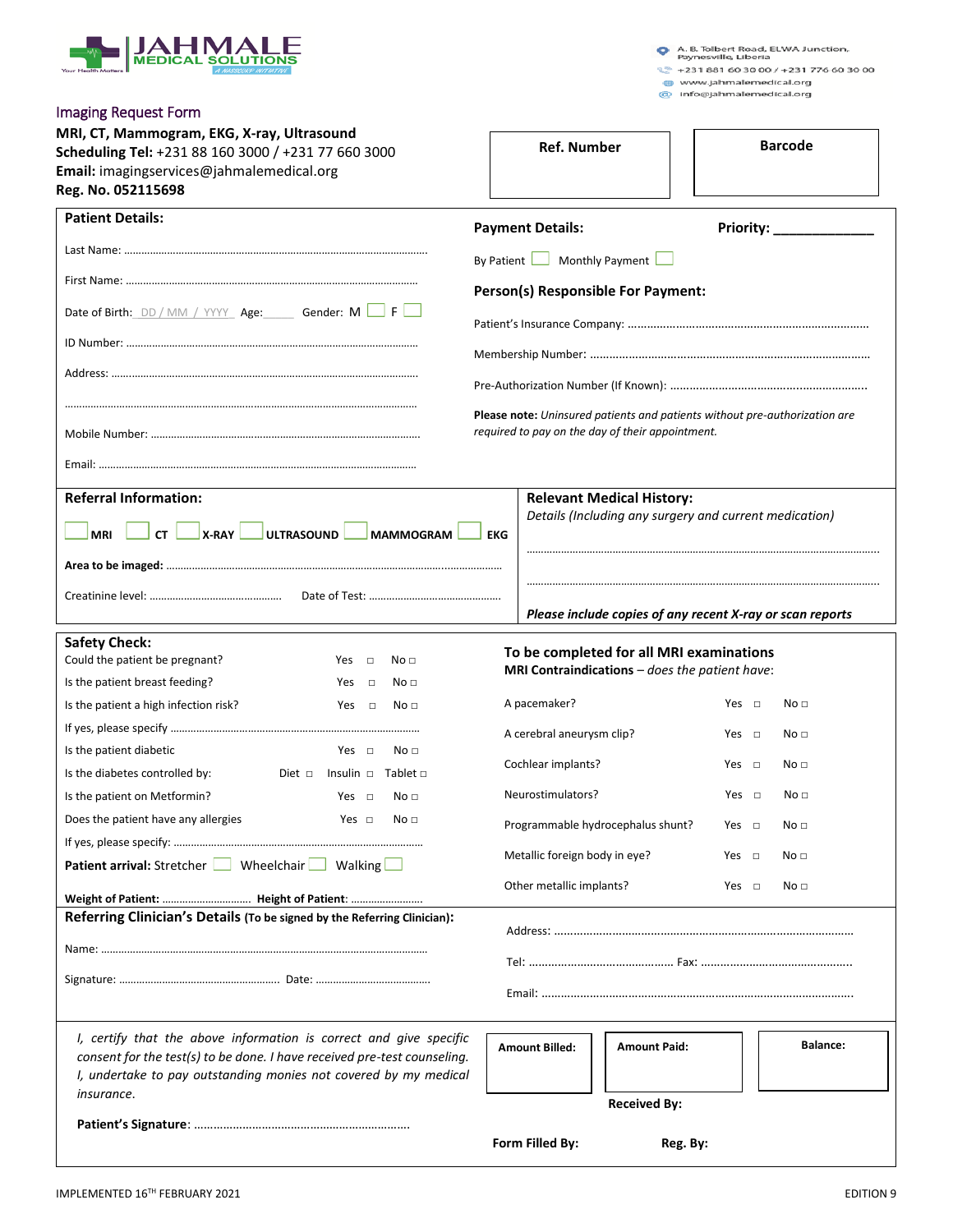JAHMALE MEDICAL SOLUTIONS

Your Health Matters — A NASCORP INITIATIVE

A. B. Tolbert Road, ELWA Junction, Paynesville, Liberia
+231 881 60 30 00 / +231 776 60 30 00
www.jahmalemedical.org
info@jahmalemedical.org

# Imaging Request Form

**MRI, CT, Mammogram, EKG, X-ray, Ultrasound**
**Scheduling Tel:** +231 88 160 3000 / +231 77 660 3000
**Email:** imagingservices@jahmalemedical.org
**Reg. No. 052115698**

| Ref. Number | Barcode |
|---|---|
| | |

## Patient Details:

Last Name: ........................................................................................................

First Name: ......................................................................................................

Date of Birth: DD / MM / YYYY Age:_____ Gender: M ☐ F ☐

ID Number: .......................................................................................................

Address: ............................................................................................................

..........................................................................................................................

Mobile Number: ................................................................................................

Email: ................................................................................................................

## Payment Details:

**Priority:** _____________

By Patient ☐ Monthly Payment ☐

**Person(s) Responsible For Payment:**

Patient's Insurance Company: ..........................................................................

Membership Number: .......................................................................................

Pre-Authorization Number (If Known): .............................................................

**Please note:** *Uninsured patients and patients without pre-authorization are required to pay on the day of their appointment.*

## Referral Information:

☐ MRI ☐ CT ☐ X-RAY ☐ ULTRASOUND ☐ MAMMOGRAM ☐ EKG

**Area to be imaged:** ........................................................................................

Creatinine level: ............................................. Date of Test: .............................................

## Relevant Medical History:

*Details (Including any surgery and current medication)*

..........................................................................................................................

..........................................................................................................................

***Please include copies of any recent X-ray or scan reports***

## Safety Check:

| | | |
|---|---|---|
| Could the patient be pregnant? | Yes ☐ | No ☐ |
| Is the patient breast feeding? | Yes ☐ | No ☐ |
| Is the patient a high infection risk? | Yes ☐ | No ☐ |

If yes, please specify ..........................................................................................

| | | | |
|---|---|---|---|
| Is the patient diabetic | | Yes ☐ | No ☐ |
| Is the diabetes controlled by: | Diet ☐ | Insulin ☐ | Tablet ☐ |
| Is the patient on Metformin? | | Yes ☐ | No ☐ |
| Does the patient have any allergies | | Yes ☐ | No ☐ |

If yes, please specify: .........................................................................................

**Patient arrival:** Stretcher ☐ Wheelchair ☐ Walking ☐

**Weight of Patient:** .............................. **Height of Patient:** ........................

## To be completed for all MRI examinations

**MRI Contraindications** – *does the patient have*:

| | | |
|---|---|---|
| A pacemaker? | Yes ☐ | No ☐ |
| A cerebral aneurysm clip? | Yes ☐ | No ☐ |
| Cochlear implants? | Yes ☐ | No ☐ |
| Neurostimulators? | Yes ☐ | No ☐ |
| Programmable hydrocephalus shunt? | Yes ☐ | No ☐ |
| Metallic foreign body in eye? | Yes ☐ | No ☐ |
| Other metallic implants? | Yes ☐ | No ☐ |

## Referring Clinician's Details (To be signed by the Referring Clinician):

Name: ...............................................................................................................

Signature: ...................................................... Date: .......................................

Address: ...........................................................................................................

Tel: ............................................ Fax: .............................................

Email: ...............................................................................................................

*I, certify that the above information is correct and give specific consent for the test(s) to be done. I have received pre-test counseling. I, undertake to pay outstanding monies not covered by my medical insurance.*

**Patient's Signature**: ..................................................................

| Amount Billed: | Amount Paid: | Balance: |
|---|---|---|
| | | |

**Received By:**

**Form Filled By:** **Reg. By:**

IMPLEMENTED 16TH FEBRUARY 2021 — EDITION 9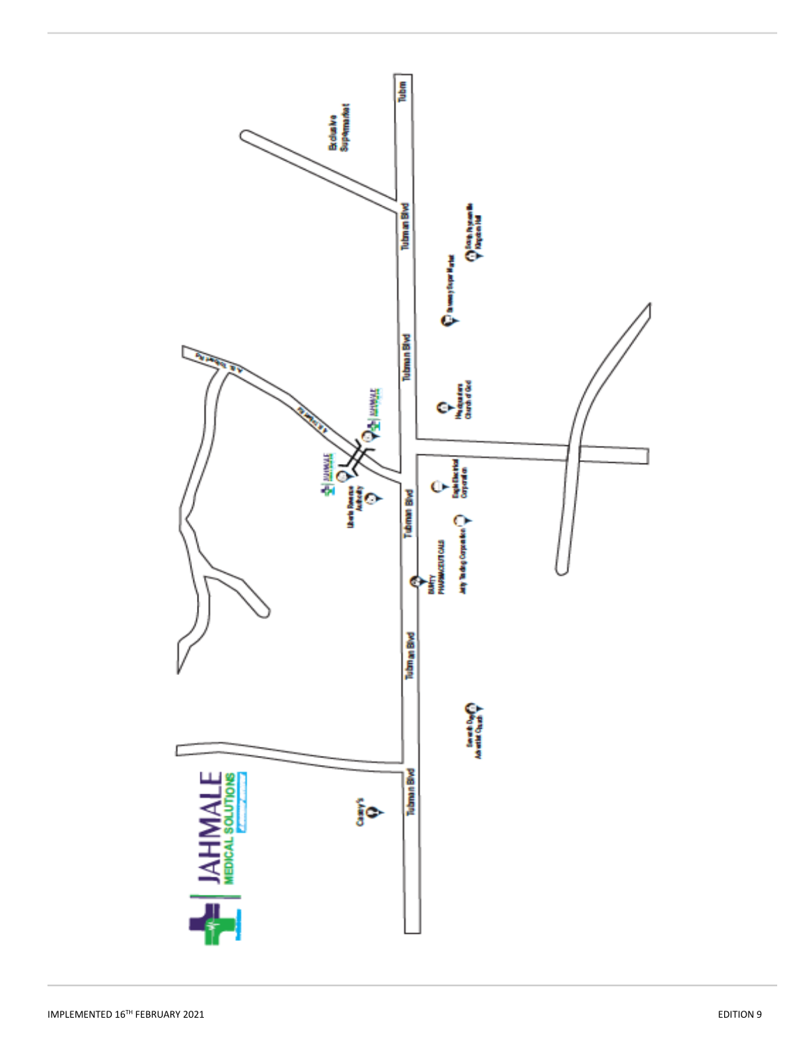JAHMALE
MEDICAL SOLUTIONS

Tubman Blvd

Tubm

Exclusive Supermarket

A.B. Tolbert Rd

JAHMALE

Liberia Revenue Authority

Headquarters Church of God

Eagle Electrical Corporation

Jelly Trading Corporation

PHARMACEUTICALS

Seventh Day Adventist Church

Casey's

Kingdom Hall